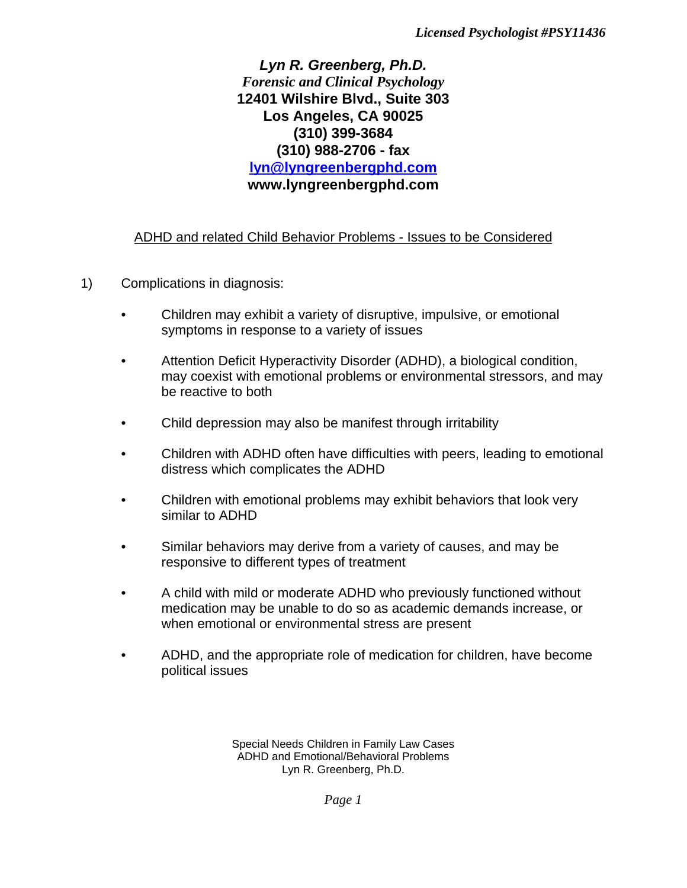*Licensed Psychologist #PSY11436*

***Lyn R. Greenberg, Ph.D.***
*Forensic and Clinical Psychology*
**12401 Wilshire Blvd., Suite 303**
**Los Angeles, CA 90025**
**(310) 399-3684**
**(310) 988-2706 - fax**
**lyn@lyngreenbergphd.com**
**www.lyngreenbergphd.com**

## ADHD and related Child Behavior Problems - Issues to be Considered

1) Complications in diagnosis:

- Children may exhibit a variety of disruptive, impulsive, or emotional symptoms in response to a variety of issues
- Attention Deficit Hyperactivity Disorder (ADHD), a biological condition, may coexist with emotional problems or environmental stressors, and may be reactive to both
- Child depression may also be manifest through irritability
- Children with ADHD often have difficulties with peers, leading to emotional distress which complicates the ADHD
- Children with emotional problems may exhibit behaviors that look very similar to ADHD
- Similar behaviors may derive from a variety of causes, and may be responsive to different types of treatment
- A child with mild or moderate ADHD who previously functioned without medication may be unable to do so as academic demands increase, or when emotional or environmental stress are present
- ADHD, and the appropriate role of medication for children, have become political issues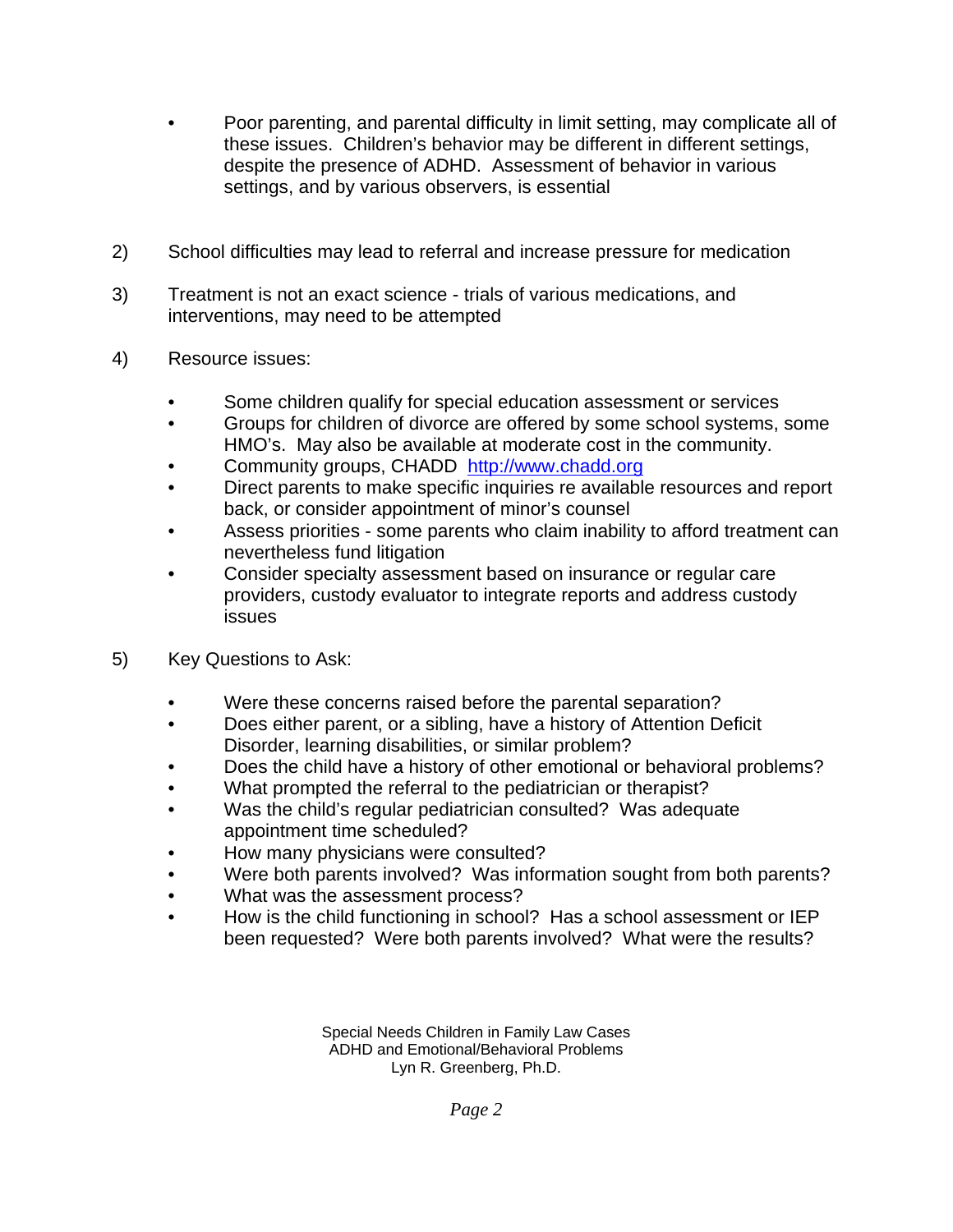- Poor parenting, and parental difficulty in limit setting, may complicate all of these issues. Children's behavior may be different in different settings, despite the presence of ADHD. Assessment of behavior in various settings, and by various observers, is essential

2) School difficulties may lead to referral and increase pressure for medication

3) Treatment is not an exact science - trials of various medications, and interventions, may need to be attempted

4) Resource issues:

   - Some children qualify for special education assessment or services
   - Groups for children of divorce are offered by some school systems, some HMO's. May also be available at moderate cost in the community.
   - Community groups, CHADD http://www.chadd.org
   - Direct parents to make specific inquiries re available resources and report back, or consider appointment of minor's counsel
   - Assess priorities - some parents who claim inability to afford treatment can nevertheless fund litigation
   - Consider specialty assessment based on insurance or regular care providers, custody evaluator to integrate reports and address custody issues

5) Key Questions to Ask:

   - Were these concerns raised before the parental separation?
   - Does either parent, or a sibling, have a history of Attention Deficit Disorder, learning disabilities, or similar problem?
   - Does the child have a history of other emotional or behavioral problems?
   - What prompted the referral to the pediatrician or therapist?
   - Was the child's regular pediatrician consulted? Was adequate appointment time scheduled?
   - How many physicians were consulted?
   - Were both parents involved? Was information sought from both parents?
   - What was the assessment process?
   - How is the child functioning in school? Has a school assessment or IEP been requested? Were both parents involved? What were the results?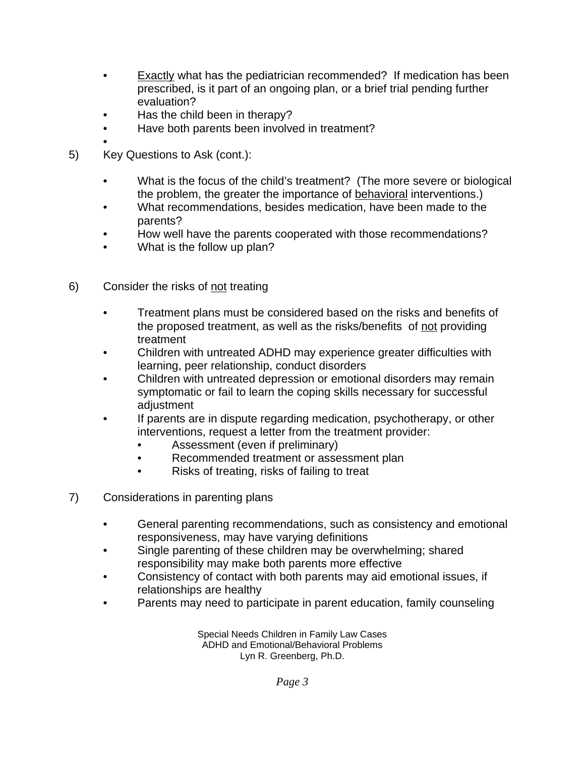- <u>Exactly</u> what has the pediatrician recommended? If medication has been prescribed, is it part of an ongoing plan, or a brief trial pending further evaluation?
- Has the child been in therapy?
- Have both parents been involved in treatment?
-

5) Key Questions to Ask (cont.):

- What is the focus of the child's treatment? (The more severe or biological the problem, the greater the importance of <u>behavioral</u> interventions.)
- What recommendations, besides medication, have been made to the parents?
- How well have the parents cooperated with those recommendations?
- What is the follow up plan?

6) Consider the risks of <u>not</u> treating

- Treatment plans must be considered based on the risks and benefits of the proposed treatment, as well as the risks/benefits of <u>not</u> providing treatment
- Children with untreated ADHD may experience greater difficulties with learning, peer relationship, conduct disorders
- Children with untreated depression or emotional disorders may remain symptomatic or fail to learn the coping skills necessary for successful adjustment
- If parents are in dispute regarding medication, psychotherapy, or other interventions, request a letter from the treatment provider:
    - Assessment (even if preliminary)
    - Recommended treatment or assessment plan
    - Risks of treating, risks of failing to treat

7) Considerations in parenting plans

- General parenting recommendations, such as consistency and emotional responsiveness, may have varying definitions
- Single parenting of these children may be overwhelming; shared responsibility may make both parents more effective
- Consistency of contact with both parents may aid emotional issues, if relationships are healthy
- Parents may need to participate in parent education, family counseling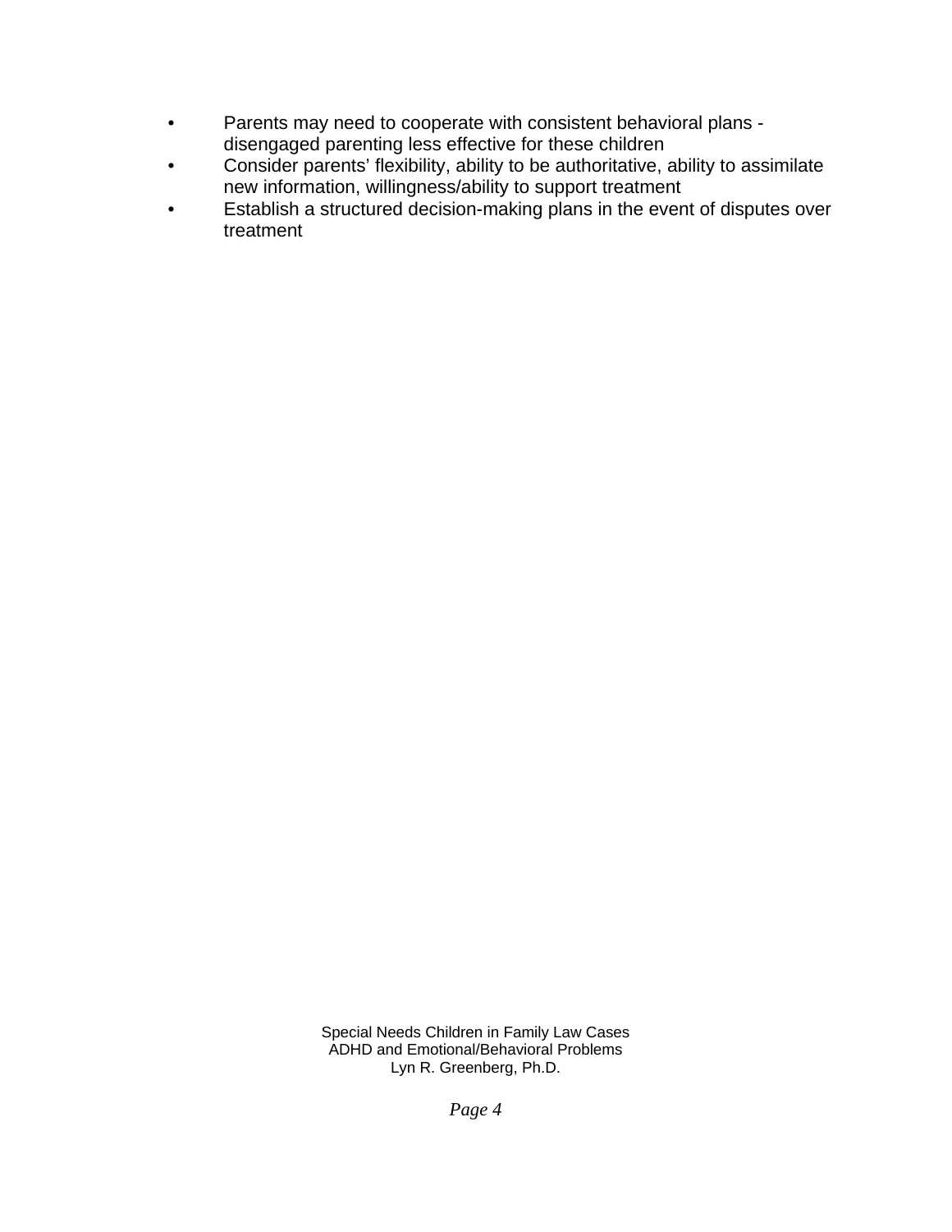- Parents may need to cooperate with consistent behavioral plans - disengaged parenting less effective for these children
- Consider parents' flexibility, ability to be authoritative, ability to assimilate new information, willingness/ability to support treatment
- Establish a structured decision-making plans in the event of disputes over treatment